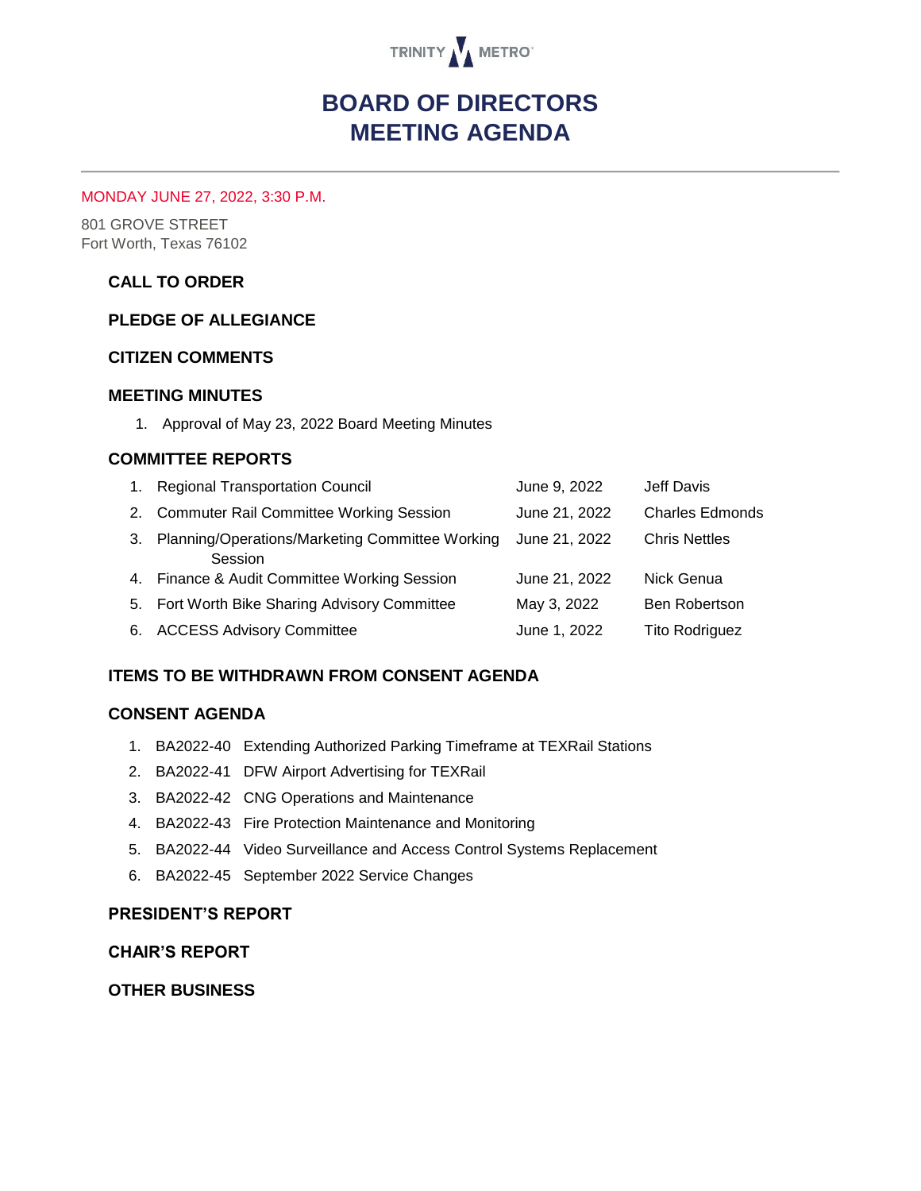TRINITY METRO

# BOARD OF DIRECTORS MEETING AGENDA

MONDAY JUNE 27, 2022, 3:30 P.M.

801 GROVE STREET
Fort Worth, Texas 76102

## CALL TO ORDER

## PLEDGE OF ALLEGIANCE

## CITIZEN COMMENTS

## MEETING MINUTES

1. Approval of May 23, 2022 Board Meeting Minutes

## COMMITTEE REPORTS

| | Committee | Date | Reporter |
|---|---|---|---|
| 1. | Regional Transportation Council | June 9, 2022 | Jeff Davis |
| 2. | Commuter Rail Committee Working Session | June 21, 2022 | Charles Edmonds |
| 3. | Planning/Operations/Marketing Committee Working Session | June 21, 2022 | Chris Nettles |
| 4. | Finance & Audit Committee Working Session | June 21, 2022 | Nick Genua |
| 5. | Fort Worth Bike Sharing Advisory Committee | May 3, 2022 | Ben Robertson |
| 6. | ACCESS Advisory Committee | June 1, 2022 | Tito Rodriguez |

## ITEMS TO BE WITHDRAWN FROM CONSENT AGENDA

## CONSENT AGENDA

1. BA2022-40 Extending Authorized Parking Timeframe at TEXRail Stations
2. BA2022-41 DFW Airport Advertising for TEXRail
3. BA2022-42 CNG Operations and Maintenance
4. BA2022-43 Fire Protection Maintenance and Monitoring
5. BA2022-44 Video Surveillance and Access Control Systems Replacement
6. BA2022-45 September 2022 Service Changes

## PRESIDENT'S REPORT

## CHAIR'S REPORT

## OTHER BUSINESS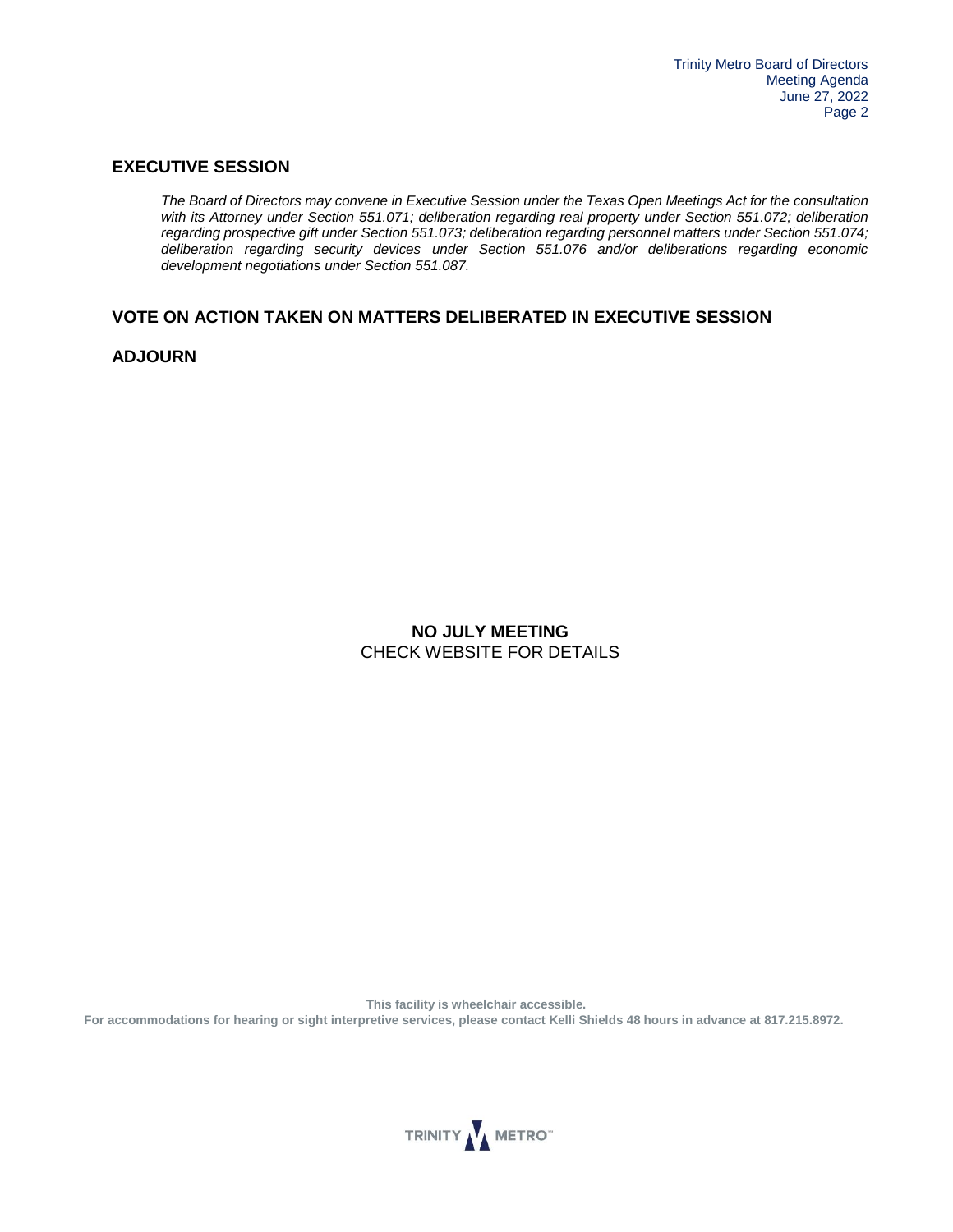## EXECUTIVE SESSION

*The Board of Directors may convene in Executive Session under the Texas Open Meetings Act for the consultation with its Attorney under Section 551.071; deliberation regarding real property under Section 551.072; deliberation regarding prospective gift under Section 551.073; deliberation regarding personnel matters under Section 551.074; deliberation regarding security devices under Section 551.076 and/or deliberations regarding economic development negotiations under Section 551.087.*

## VOTE ON ACTION TAKEN ON MATTERS DELIBERATED IN EXECUTIVE SESSION

## ADJOURN

**NO JULY MEETING**
CHECK WEBSITE FOR DETAILS

**This facility is wheelchair accessible.**
**For accommodations for hearing or sight interpretive services, please contact Kelli Shields 48 hours in advance at 817.215.8972.**